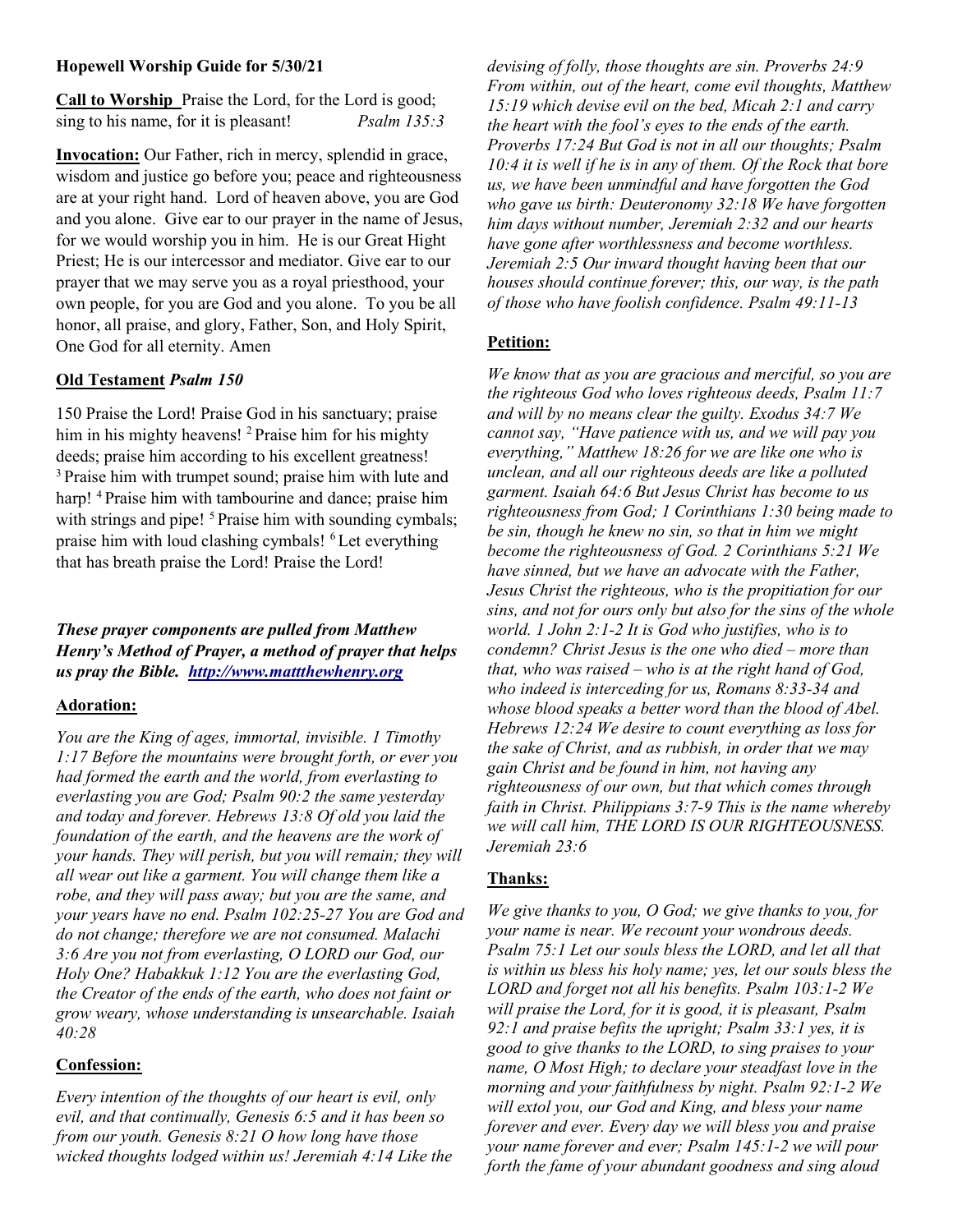**Hopewell Worship Guide for 5/30/21**

**Call to Worship** Praise the Lord, for the Lord is good; sing to his name, for it is pleasant! *Psalm 135:3*

**Invocation:** Our Father, rich in mercy, splendid in grace, wisdom and justice go before you; peace and righteousness are at your right hand. Lord of heaven above, you are God and you alone. Give ear to our prayer in the name of Jesus, for we would worship you in him. He is our Great Hight Priest; He is our intercessor and mediator. Give ear to our prayer that we may serve you as a royal priesthood, your own people, for you are God and you alone. To you be all honor, all praise, and glory, Father, Son, and Holy Spirit, One God for all eternity. Amen

**Old Testament** ***Psalm 150***

150 Praise the Lord! Praise God in his sanctuary; praise him in his mighty heavens! 2 Praise him for his mighty deeds; praise him according to his excellent greatness! 3 Praise him with trumpet sound; praise him with lute and harp! 4 Praise him with tambourine and dance; praise him with strings and pipe! 5 Praise him with sounding cymbals; praise him with loud clashing cymbals! 6 Let everything that has breath praise the Lord! Praise the Lord!

***These prayer components are pulled from Matthew Henry's Method of Prayer, a method of prayer that helps us pray the Bible. [http://www.mattthewhenry.org](http://www.mattthewhenry.org)***

**Adoration:**

*You are the King of ages, immortal, invisible. 1 Timothy 1:17 Before the mountains were brought forth, or ever you had formed the earth and the world, from everlasting to everlasting you are God; Psalm 90:2 the same yesterday and today and forever. Hebrews 13:8 Of old you laid the foundation of the earth, and the heavens are the work of your hands. They will perish, but you will remain; they will all wear out like a garment. You will change them like a robe, and they will pass away; but you are the same, and your years have no end. Psalm 102:25-27 You are God and do not change; therefore we are not consumed. Malachi 3:6 Are you not from everlasting, O LORD our God, our Holy One? Habakkuk 1:12 You are the everlasting God, the Creator of the ends of the earth, who does not faint or grow weary, whose understanding is unsearchable. Isaiah 40:28*

**Confession:**

*Every intention of the thoughts of our heart is evil, only evil, and that continually, Genesis 6:5 and it has been so from our youth. Genesis 8:21 O how long have those wicked thoughts lodged within us! Jeremiah 4:14 Like the devising of folly, those thoughts are sin. Proverbs 24:9 From within, out of the heart, come evil thoughts, Matthew 15:19 which devise evil on the bed, Micah 2:1 and carry the heart with the fool's eyes to the ends of the earth. Proverbs 17:24 But God is not in all our thoughts; Psalm 10:4 it is well if he is in any of them. Of the Rock that bore us, we have been unmindful and have forgotten the God who gave us birth: Deuteronomy 32:18 We have forgotten him days without number, Jeremiah 2:32 and our hearts have gone after worthlessness and become worthless. Jeremiah 2:5 Our inward thought having been that our houses should continue forever; this, our way, is the path of those who have foolish confidence. Psalm 49:11-13*

**Petition:**

*We know that as you are gracious and merciful, so you are the righteous God who loves righteous deeds, Psalm 11:7 and will by no means clear the guilty. Exodus 34:7 We cannot say, "Have patience with us, and we will pay you everything," Matthew 18:26 for we are like one who is unclean, and all our righteous deeds are like a polluted garment. Isaiah 64:6 But Jesus Christ has become to us righteousness from God; 1 Corinthians 1:30 being made to be sin, though he knew no sin, so that in him we might become the righteousness of God. 2 Corinthians 5:21 We have sinned, but we have an advocate with the Father, Jesus Christ the righteous, who is the propitiation for our sins, and not for ours only but also for the sins of the whole world. 1 John 2:1-2 It is God who justifies, who is to condemn? Christ Jesus is the one who died – more than that, who was raised – who is at the right hand of God, who indeed is interceding for us, Romans 8:33-34 and whose blood speaks a better word than the blood of Abel. Hebrews 12:24 We desire to count everything as loss for the sake of Christ, and as rubbish, in order that we may gain Christ and be found in him, not having any righteousness of our own, but that which comes through faith in Christ. Philippians 3:7-9 This is the name whereby we will call him, THE LORD IS OUR RIGHTEOUSNESS. Jeremiah 23:6*

**Thanks:**

*We give thanks to you, O God; we give thanks to you, for your name is near. We recount your wondrous deeds. Psalm 75:1 Let our souls bless the LORD, and let all that is within us bless his holy name; yes, let our souls bless the LORD and forget not all his benefits. Psalm 103:1-2 We will praise the Lord, for it is good, it is pleasant, Psalm 92:1 and praise befits the upright; Psalm 33:1 yes, it is good to give thanks to the LORD, to sing praises to your name, O Most High; to declare your steadfast love in the morning and your faithfulness by night. Psalm 92:1-2 We will extol you, our God and King, and bless your name forever and ever. Every day we will bless you and praise your name forever and ever; Psalm 145:1-2 we will pour forth the fame of your abundant goodness and sing aloud*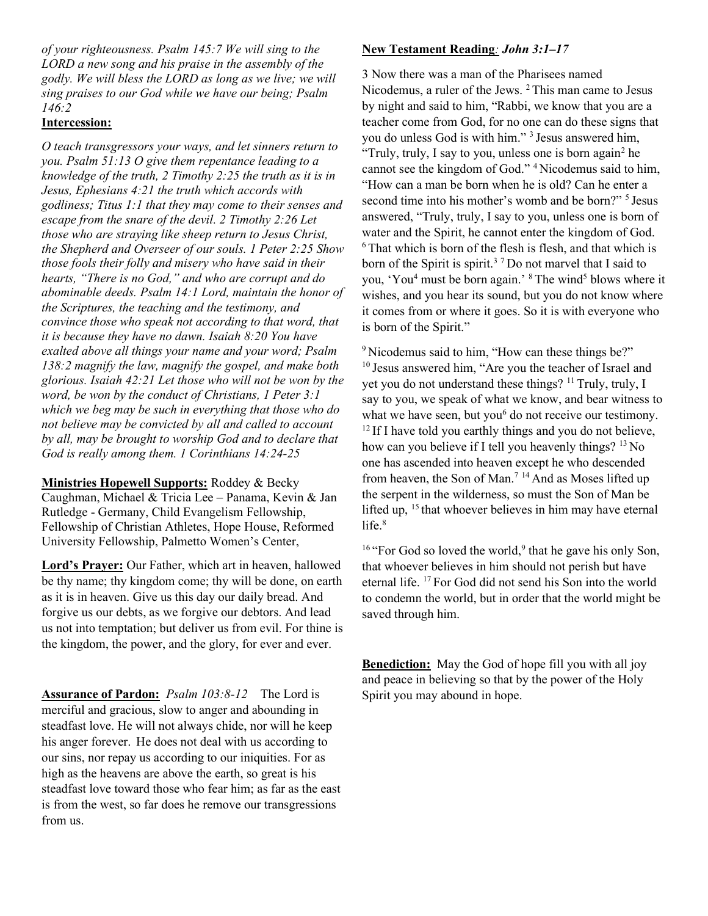*of your righteousness. Psalm 145:7 We will sing to the LORD a new song and his praise in the assembly of the godly. We will bless the LORD as long as we live; we will sing praises to our God while we have our being; Psalm 146:2*

**Intercession:**

*O teach transgressors your ways, and let sinners return to you. Psalm 51:13 O give them repentance leading to a knowledge of the truth, 2 Timothy 2:25 the truth as it is in Jesus, Ephesians 4:21 the truth which accords with godliness; Titus 1:1 that they may come to their senses and escape from the snare of the devil. 2 Timothy 2:26 Let those who are straying like sheep return to Jesus Christ, the Shepherd and Overseer of our souls. 1 Peter 2:25 Show those fools their folly and misery who have said in their hearts, "There is no God," and who are corrupt and do abominable deeds. Psalm 14:1 Lord, maintain the honor of the Scriptures, the teaching and the testimony, and convince those who speak not according to that word, that it is because they have no dawn. Isaiah 8:20 You have exalted above all things your name and your word; Psalm 138:2 magnify the law, magnify the gospel, and make both glorious. Isaiah 42:21 Let those who will not be won by the word, be won by the conduct of Christians, 1 Peter 3:1 which we beg may be such in everything that those who do not believe may be convicted by all and called to account by all, may be brought to worship God and to declare that God is really among them. 1 Corinthians 14:24-25*

**Ministries Hopewell Supports:** Roddey & Becky Caughman, Michael & Tricia Lee – Panama, Kevin & Jan Rutledge - Germany, Child Evangelism Fellowship, Fellowship of Christian Athletes, Hope House, Reformed University Fellowship, Palmetto Women's Center,

**Lord's Prayer:** Our Father, which art in heaven, hallowed be thy name; thy kingdom come; thy will be done, on earth as it is in heaven. Give us this day our daily bread. And forgive us our debts, as we forgive our debtors. And lead us not into temptation; but deliver us from evil. For thine is the kingdom, the power, and the glory, for ever and ever.

**Assurance of Pardon:** *Psalm 103:8-12* The Lord is merciful and gracious, slow to anger and abounding in steadfast love. He will not always chide, nor will he keep his anger forever. He does not deal with us according to our sins, nor repay us according to our iniquities. For as high as the heavens are above the earth, so great is his steadfast love toward those who fear him; as far as the east is from the west, so far does he remove our transgressions from us.

**New Testament Reading***:* ***John 3:1–17***

3 Now there was a man of the Pharisees named Nicodemus, a ruler of the Jews. 2 This man came to Jesus by night and said to him, "Rabbi, we know that you are a teacher come from God, for no one can do these signs that you do unless God is with him." 3 Jesus answered him, "Truly, truly, I say to you, unless one is born again[2] he cannot see the kingdom of God." 4 Nicodemus said to him, "How can a man be born when he is old? Can he enter a second time into his mother's womb and be born?" 5 Jesus answered, "Truly, truly, I say to you, unless one is born of water and the Spirit, he cannot enter the kingdom of God. 6 That which is born of the flesh is flesh, and that which is born of the Spirit is spirit.[3] 7 Do not marvel that I said to you, 'You[4] must be born again.' 8 The wind[5] blows where it wishes, and you hear its sound, but you do not know where it comes from or where it goes. So it is with everyone who is born of the Spirit."

9 Nicodemus said to him, "How can these things be?" 10 Jesus answered him, "Are you the teacher of Israel and yet you do not understand these things? 11 Truly, truly, I say to you, we speak of what we know, and bear witness to what we have seen, but you[6] do not receive our testimony. 12 If I have told you earthly things and you do not believe, how can you believe if I tell you heavenly things? 13 No one has ascended into heaven except he who descended from heaven, the Son of Man.[7] 14 And as Moses lifted up the serpent in the wilderness, so must the Son of Man be lifted up, 15 that whoever believes in him may have eternal life.[8]

16 "For God so loved the world,[9] that he gave his only Son, that whoever believes in him should not perish but have eternal life. 17 For God did not send his Son into the world to condemn the world, but in order that the world might be saved through him.

**Benediction:** May the God of hope fill you with all joy and peace in believing so that by the power of the Holy Spirit you may abound in hope.